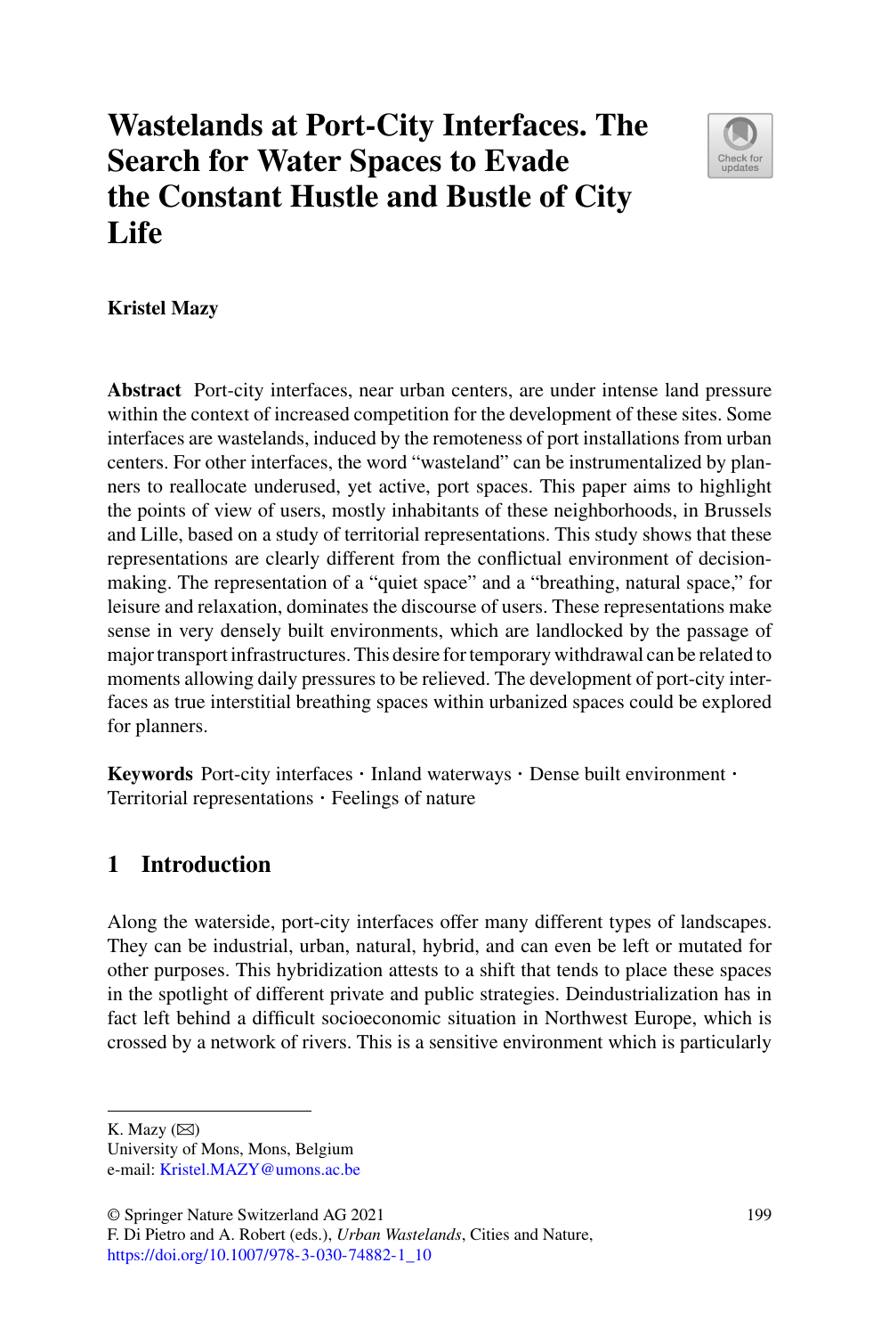# Wastelands at Port-City Interfaces. The Search for Water Spaces to Evade the Constant Hustle and Bustle of City Life

**Kristel Mazy**

**Abstract** Port-city interfaces, near urban centers, are under intense land pressure within the context of increased competition for the development of these sites. Some interfaces are wastelands, induced by the remoteness of port installations from urban centers. For other interfaces, the word "wasteland" can be instrumentalized by planners to reallocate underused, yet active, port spaces. This paper aims to highlight the points of view of users, mostly inhabitants of these neighborhoods, in Brussels and Lille, based on a study of territorial representations. This study shows that these representations are clearly different from the conflictual environment of decision-making. The representation of a "quiet space" and a "breathing, natural space," for leisure and relaxation, dominates the discourse of users. These representations make sense in very densely built environments, which are landlocked by the passage of major transport infrastructures. This desire for temporary withdrawal can be related to moments allowing daily pressures to be relieved. The development of port-city interfaces as true interstitial breathing spaces within urbanized spaces could be explored for planners.

**Keywords** Port-city interfaces · Inland waterways · Dense built environment · Territorial representations · Feelings of nature

## 1 Introduction

Along the waterside, port-city interfaces offer many different types of landscapes. They can be industrial, urban, natural, hybrid, and can even be left or mutated for other purposes. This hybridization attests to a shift that tends to place these spaces in the spotlight of different private and public strategies. Deindustrialization has in fact left behind a difficult socioeconomic situation in Northwest Europe, which is crossed by a network of rivers. This is a sensitive environment which is particularly

---

K. Mazy (✉)
University of Mons, Mons, Belgium
e-mail: Kristel.MAZY@umons.ac.be

© Springer Nature Switzerland AG 2021
F. Di Pietro and A. Robert (eds.), *Urban Wastelands*, Cities and Nature,
https://doi.org/10.1007/978-3-030-74882-1_10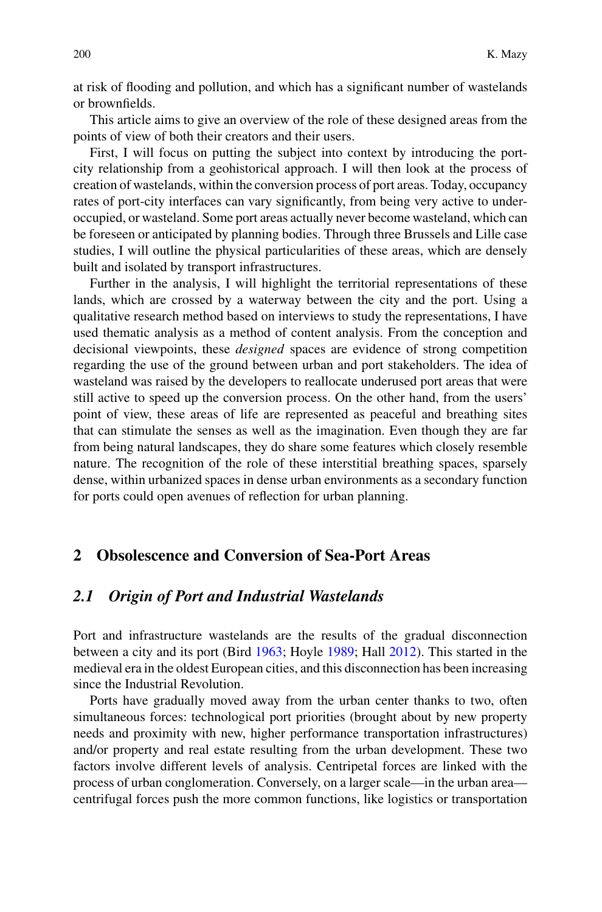at risk of flooding and pollution, and which has a significant number of wastelands or brownfields.

This article aims to give an overview of the role of these designed areas from the points of view of both their creators and their users.

First, I will focus on putting the subject into context by introducing the port-city relationship from a geohistorical approach. I will then look at the process of creation of wastelands, within the conversion process of port areas. Today, occupancy rates of port-city interfaces can vary significantly, from being very active to under-occupied, or wasteland. Some port areas actually never become wasteland, which can be foreseen or anticipated by planning bodies. Through three Brussels and Lille case studies, I will outline the physical particularities of these areas, which are densely built and isolated by transport infrastructures.

Further in the analysis, I will highlight the territorial representations of these lands, which are crossed by a waterway between the city and the port. Using a qualitative research method based on interviews to study the representations, I have used thematic analysis as a method of content analysis. From the conception and decisional viewpoints, these *designed* spaces are evidence of strong competition regarding the use of the ground between urban and port stakeholders. The idea of wasteland was raised by the developers to reallocate underused port areas that were still active to speed up the conversion process. On the other hand, from the users' point of view, these areas of life are represented as peaceful and breathing sites that can stimulate the senses as well as the imagination. Even though they are far from being natural landscapes, they do share some features which closely resemble nature. The recognition of the role of these interstitial breathing spaces, sparsely dense, within urbanized spaces in dense urban environments as a secondary function for ports could open avenues of reflection for urban planning.

## 2 Obsolescence and Conversion of Sea-Port Areas

### *2.1 Origin of Port and Industrial Wastelands*

Port and infrastructure wastelands are the results of the gradual disconnection between a city and its port (Bird 1963; Hoyle 1989; Hall 2012). This started in the medieval era in the oldest European cities, and this disconnection has been increasing since the Industrial Revolution.

Ports have gradually moved away from the urban center thanks to two, often simultaneous forces: technological port priorities (brought about by new property needs and proximity with new, higher performance transportation infrastructures) and/or property and real estate resulting from the urban development. These two factors involve different levels of analysis. Centripetal forces are linked with the process of urban conglomeration. Conversely, on a larger scale—in the urban area—centrifugal forces push the more common functions, like logistics or transportation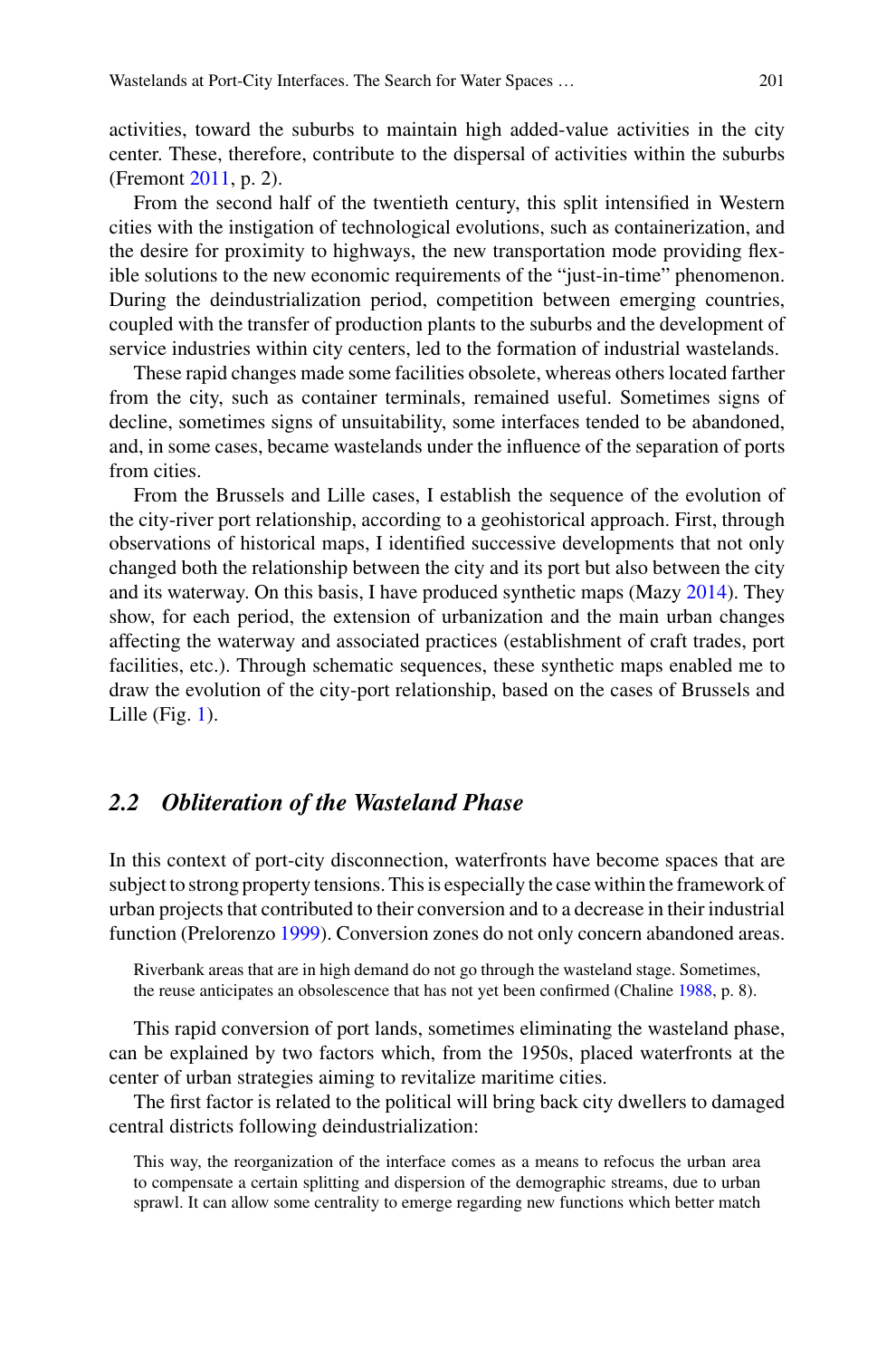activities, toward the suburbs to maintain high added-value activities in the city center. These, therefore, contribute to the dispersal of activities within the suburbs (Fremont 2011, p. 2).

From the second half of the twentieth century, this split intensified in Western cities with the instigation of technological evolutions, such as containerization, and the desire for proximity to highways, the new transportation mode providing flexible solutions to the new economic requirements of the "just-in-time" phenomenon. During the deindustrialization period, competition between emerging countries, coupled with the transfer of production plants to the suburbs and the development of service industries within city centers, led to the formation of industrial wastelands.

These rapid changes made some facilities obsolete, whereas others located farther from the city, such as container terminals, remained useful. Sometimes signs of decline, sometimes signs of unsuitability, some interfaces tended to be abandoned, and, in some cases, became wastelands under the influence of the separation of ports from cities.

From the Brussels and Lille cases, I establish the sequence of the evolution of the city-river port relationship, according to a geohistorical approach. First, through observations of historical maps, I identified successive developments that not only changed both the relationship between the city and its port but also between the city and its waterway. On this basis, I have produced synthetic maps (Mazy 2014). They show, for each period, the extension of urbanization and the main urban changes affecting the waterway and associated practices (establishment of craft trades, port facilities, etc.). Through schematic sequences, these synthetic maps enabled me to draw the evolution of the city-port relationship, based on the cases of Brussels and Lille (Fig. 1).

### *2.2 Obliteration of the Wasteland Phase*

In this context of port-city disconnection, waterfronts have become spaces that are subject to strong property tensions. This is especially the case within the framework of urban projects that contributed to their conversion and to a decrease in their industrial function (Prelorenzo 1999). Conversion zones do not only concern abandoned areas.

> Riverbank areas that are in high demand do not go through the wasteland stage. Sometimes, the reuse anticipates an obsolescence that has not yet been confirmed (Chaline 1988, p. 8).

This rapid conversion of port lands, sometimes eliminating the wasteland phase, can be explained by two factors which, from the 1950s, placed waterfronts at the center of urban strategies aiming to revitalize maritime cities.

The first factor is related to the political will bring back city dwellers to damaged central districts following deindustrialization:

> This way, the reorganization of the interface comes as a means to refocus the urban area to compensate a certain splitting and dispersion of the demographic streams, due to urban sprawl. It can allow some centrality to emerge regarding new functions which better match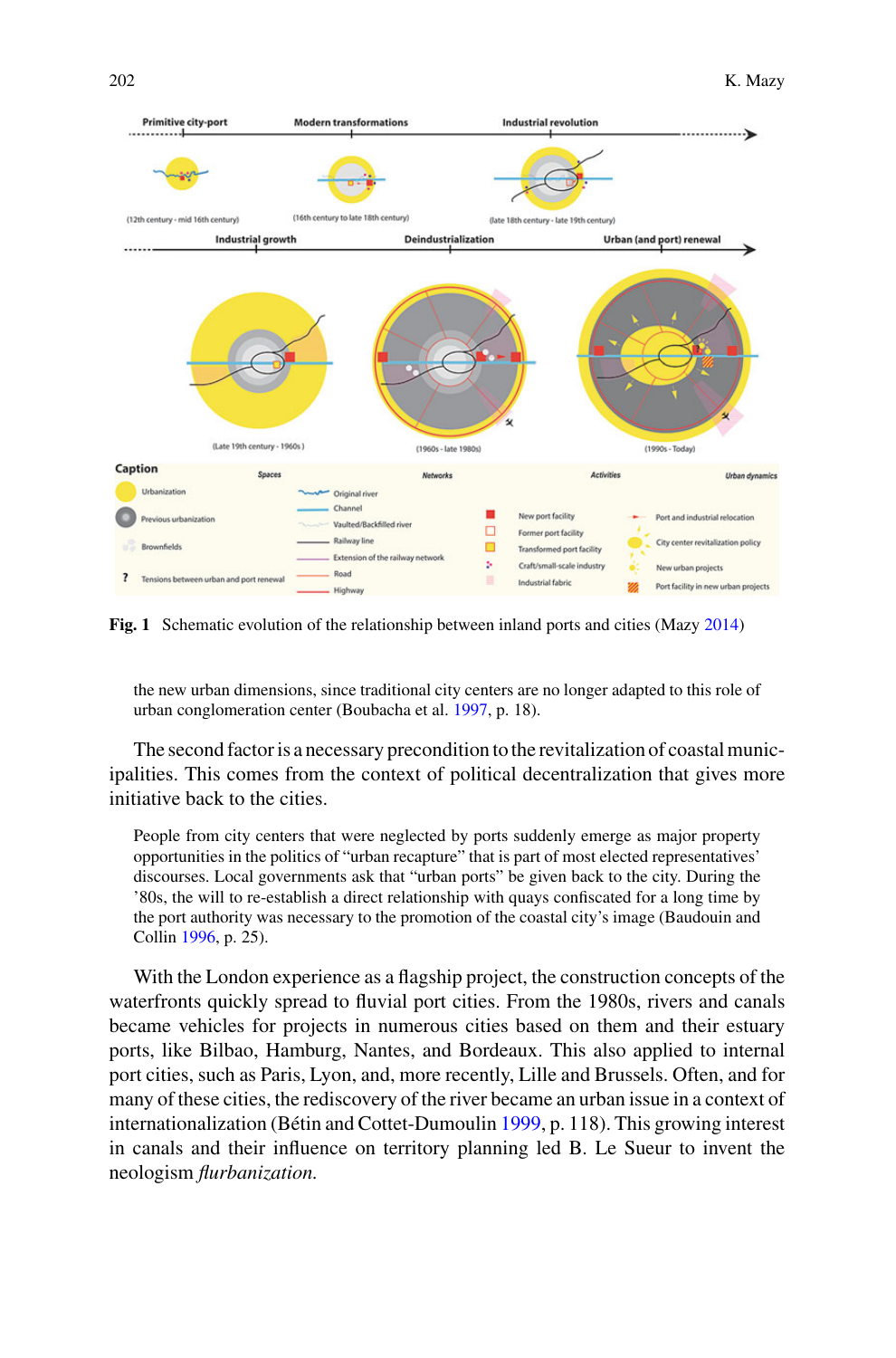**Fig. 1** Schematic evolution of the relationship between inland ports and cities (Mazy 2014)

> the new urban dimensions, since traditional city centers are no longer adapted to this role of urban conglomeration center (Boubacha et al. 1997, p. 18).

The second factor is a necessary precondition to the revitalization of coastal municipalities. This comes from the context of political decentralization that gives more initiative back to the cities.

> People from city centers that were neglected by ports suddenly emerge as major property opportunities in the politics of "urban recapture" that is part of most elected representatives' discourses. Local governments ask that "urban ports" be given back to the city. During the '80s, the will to re-establish a direct relationship with quays confiscated for a long time by the port authority was necessary to the promotion of the coastal city's image (Baudouin and Collin 1996, p. 25).

With the London experience as a flagship project, the construction concepts of the waterfronts quickly spread to fluvial port cities. From the 1980s, rivers and canals became vehicles for projects in numerous cities based on them and their estuary ports, like Bilbao, Hamburg, Nantes, and Bordeaux. This also applied to internal port cities, such as Paris, Lyon, and, more recently, Lille and Brussels. Often, and for many of these cities, the rediscovery of the river became an urban issue in a context of internationalization (Bétin and Cottet-Dumoulin 1999, p. 118). This growing interest in canals and their influence on territory planning led B. Le Sueur to invent the neologism *flurbanization*.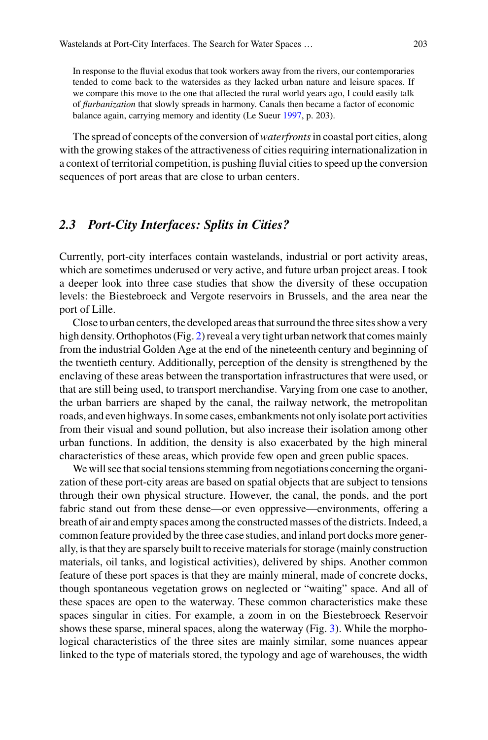> In response to the fluvial exodus that took workers away from the rivers, our contemporaries tended to come back to the watersides as they lacked urban nature and leisure spaces. If we compare this move to the one that affected the rural world years ago, I could easily talk of *flurbanization* that slowly spreads in harmony. Canals then became a factor of economic balance again, carrying memory and identity (Le Sueur 1997, p. 203).

The spread of concepts of the conversion of *waterfronts* in coastal port cities, along with the growing stakes of the attractiveness of cities requiring internationalization in a context of territorial competition, is pushing fluvial cities to speed up the conversion sequences of port areas that are close to urban centers.

### *2.3 Port-City Interfaces: Splits in Cities?*

Currently, port-city interfaces contain wastelands, industrial or port activity areas, which are sometimes underused or very active, and future urban project areas. I took a deeper look into three case studies that show the diversity of these occupation levels: the Biestebroeck and Vergote reservoirs in Brussels, and the area near the port of Lille.

Close to urban centers, the developed areas that surround the three sites show a very high density. Orthophotos (Fig. 2) reveal a very tight urban network that comes mainly from the industrial Golden Age at the end of the nineteenth century and beginning of the twentieth century. Additionally, perception of the density is strengthened by the enclaving of these areas between the transportation infrastructures that were used, or that are still being used, to transport merchandise. Varying from one case to another, the urban barriers are shaped by the canal, the railway network, the metropolitan roads, and even highways. In some cases, embankments not only isolate port activities from their visual and sound pollution, but also increase their isolation among other urban functions. In addition, the density is also exacerbated by the high mineral characteristics of these areas, which provide few open and green public spaces.

We will see that social tensions stemming from negotiations concerning the organization of these port-city areas are based on spatial objects that are subject to tensions through their own physical structure. However, the canal, the ponds, and the port fabric stand out from these dense—or even oppressive—environments, offering a breath of air and empty spaces among the constructed masses of the districts. Indeed, a common feature provided by the three case studies, and inland port docks more generally, is that they are sparsely built to receive materials for storage (mainly construction materials, oil tanks, and logistical activities), delivered by ships. Another common feature of these port spaces is that they are mainly mineral, made of concrete docks, though spontaneous vegetation grows on neglected or "waiting" space. And all of these spaces are open to the waterway. These common characteristics make these spaces singular in cities. For example, a zoom in on the Biestebroeck Reservoir shows these sparse, mineral spaces, along the waterway (Fig. 3). While the morphological characteristics of the three sites are mainly similar, some nuances appear linked to the type of materials stored, the typology and age of warehouses, the width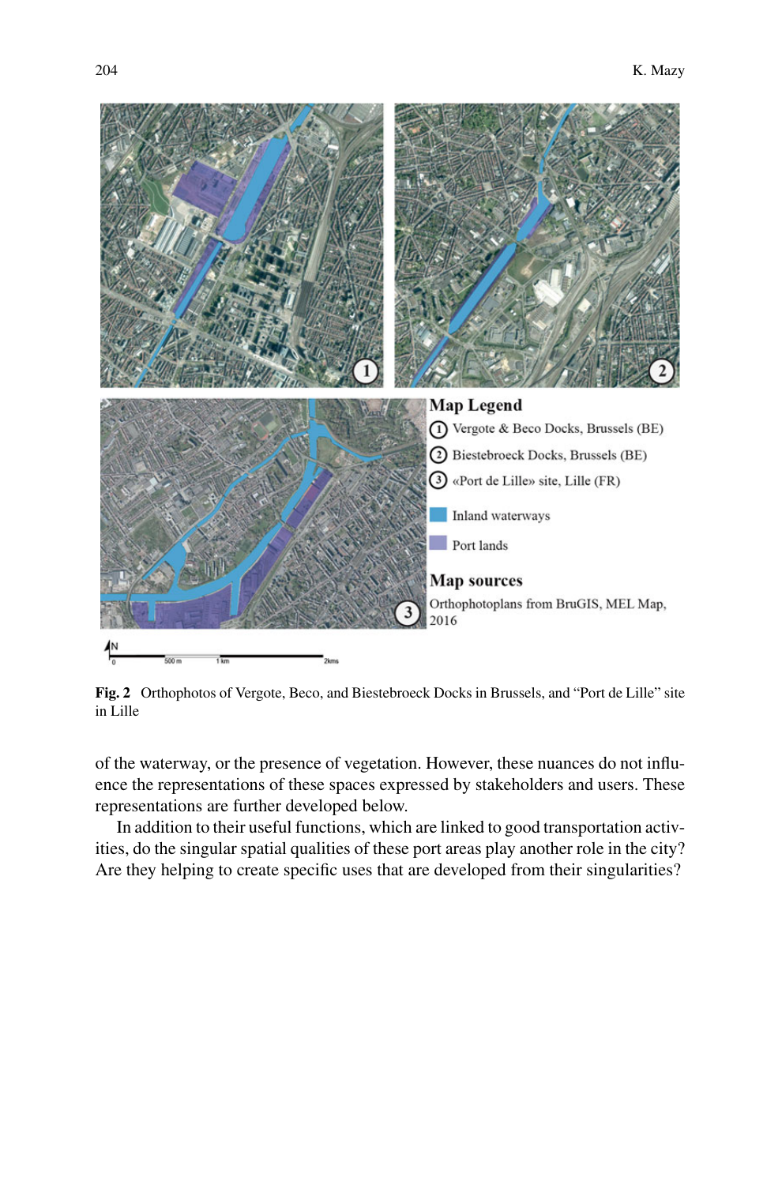**Fig. 2** Orthophotos of Vergote, Beco, and Biestebroeck Docks in Brussels, and "Port de Lille" site in Lille

of the waterway, or the presence of vegetation. However, these nuances do not influence the representations of these spaces expressed by stakeholders and users. These representations are further developed below.

In addition to their useful functions, which are linked to good transportation activities, do the singular spatial qualities of these port areas play another role in the city? Are they helping to create specific uses that are developed from their singularities?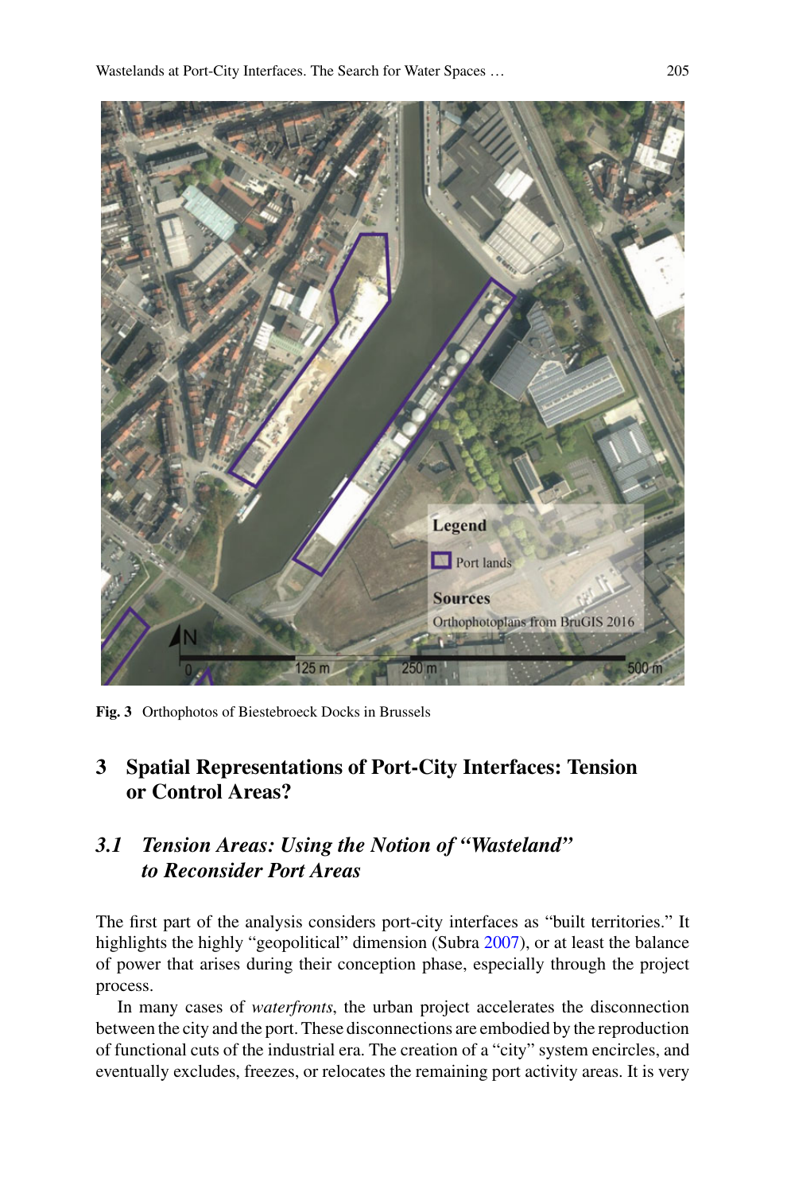**Fig. 3** Orthophotos of Biestebroeck Docks in Brussels

## 3 Spatial Representations of Port-City Interfaces: Tension or Control Areas?

### *3.1 Tension Areas: Using the Notion of "Wasteland" to Reconsider Port Areas*

The first part of the analysis considers port-city interfaces as "built territories." It highlights the highly "geopolitical" dimension (Subra 2007), or at least the balance of power that arises during their conception phase, especially through the project process.

In many cases of *waterfronts*, the urban project accelerates the disconnection between the city and the port. These disconnections are embodied by the reproduction of functional cuts of the industrial era. The creation of a "city" system encircles, and eventually excludes, freezes, or relocates the remaining port activity areas. It is very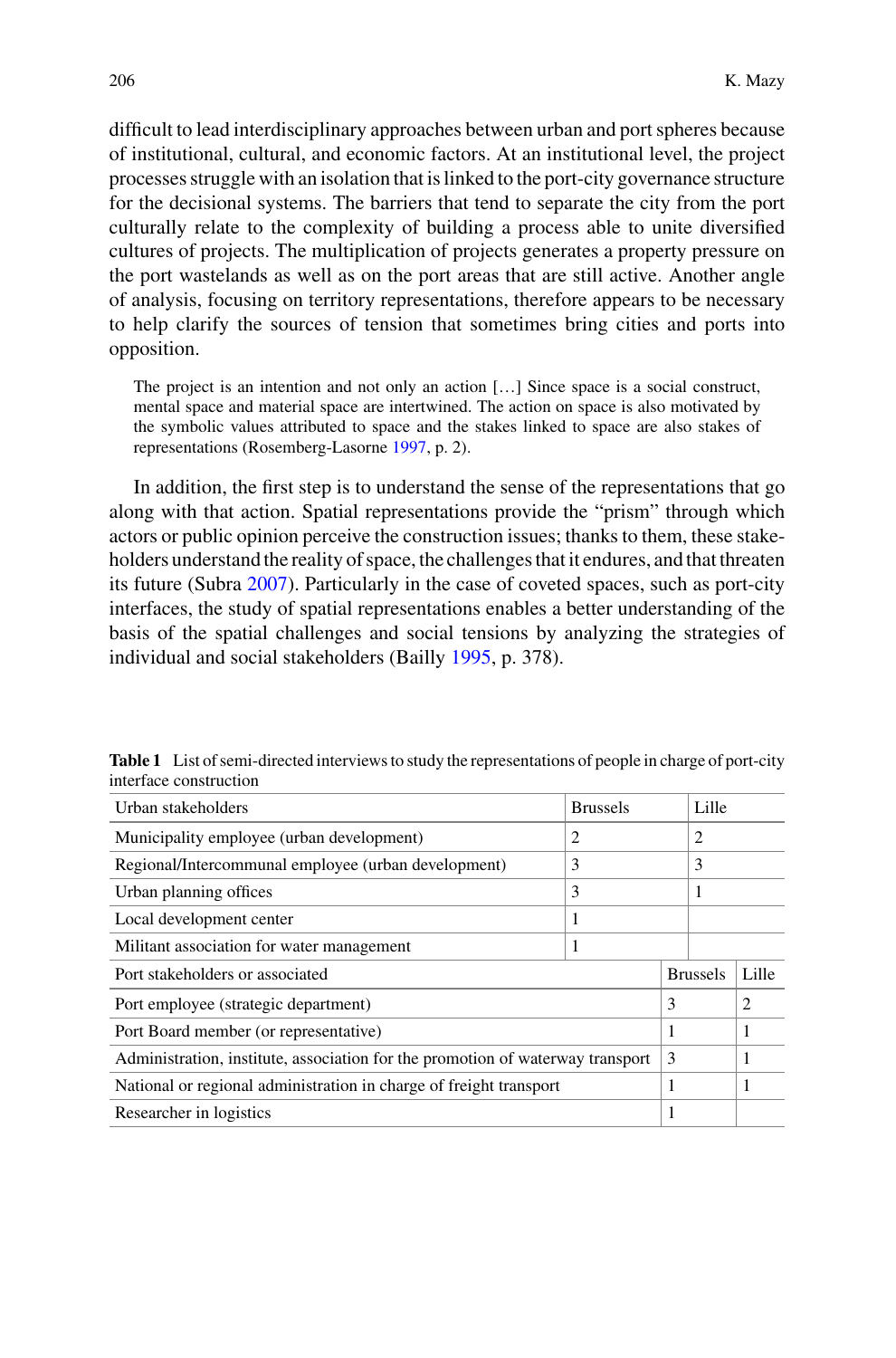difficult to lead interdisciplinary approaches between urban and port spheres because of institutional, cultural, and economic factors. At an institutional level, the project processes struggle with an isolation that is linked to the port-city governance structure for the decisional systems. The barriers that tend to separate the city from the port culturally relate to the complexity of building a process able to unite diversified cultures of projects. The multiplication of projects generates a property pressure on the port wastelands as well as on the port areas that are still active. Another angle of analysis, focusing on territory representations, therefore appears to be necessary to help clarify the sources of tension that sometimes bring cities and ports into opposition.

> The project is an intention and not only an action […] Since space is a social construct, mental space and material space are intertwined. The action on space is also motivated by the symbolic values attributed to space and the stakes linked to space are also stakes of representations (Rosemberg-Lasorne 1997, p. 2).

In addition, the first step is to understand the sense of the representations that go along with that action. Spatial representations provide the "prism" through which actors or public opinion perceive the construction issues; thanks to them, these stakeholders understand the reality of space, the challenges that it endures, and that threaten its future (Subra 2007). Particularly in the case of coveted spaces, such as port-city interfaces, the study of spatial representations enables a better understanding of the basis of the spatial challenges and social tensions by analyzing the strategies of individual and social stakeholders (Bailly 1995, p. 378).

**Table 1** List of semi-directed interviews to study the representations of people in charge of port-city interface construction

| Urban stakeholders | Brussels | Lille |
|---|---|---|
| Municipality employee (urban development) | 2 | 2 |
| Regional/Intercommunal employee (urban development) | 3 | 3 |
| Urban planning offices | 3 | 1 |
| Local development center | 1 | |
| Militant association for water management | 1 | |
| **Port stakeholders or associated** | **Brussels** | **Lille** |
| Port employee (strategic department) | 3 | 2 |
| Port Board member (or representative) | 1 | 1 |
| Administration, institute, association for the promotion of waterway transport | 3 | 1 |
| National or regional administration in charge of freight transport | 1 | 1 |
| Researcher in logistics | 1 | |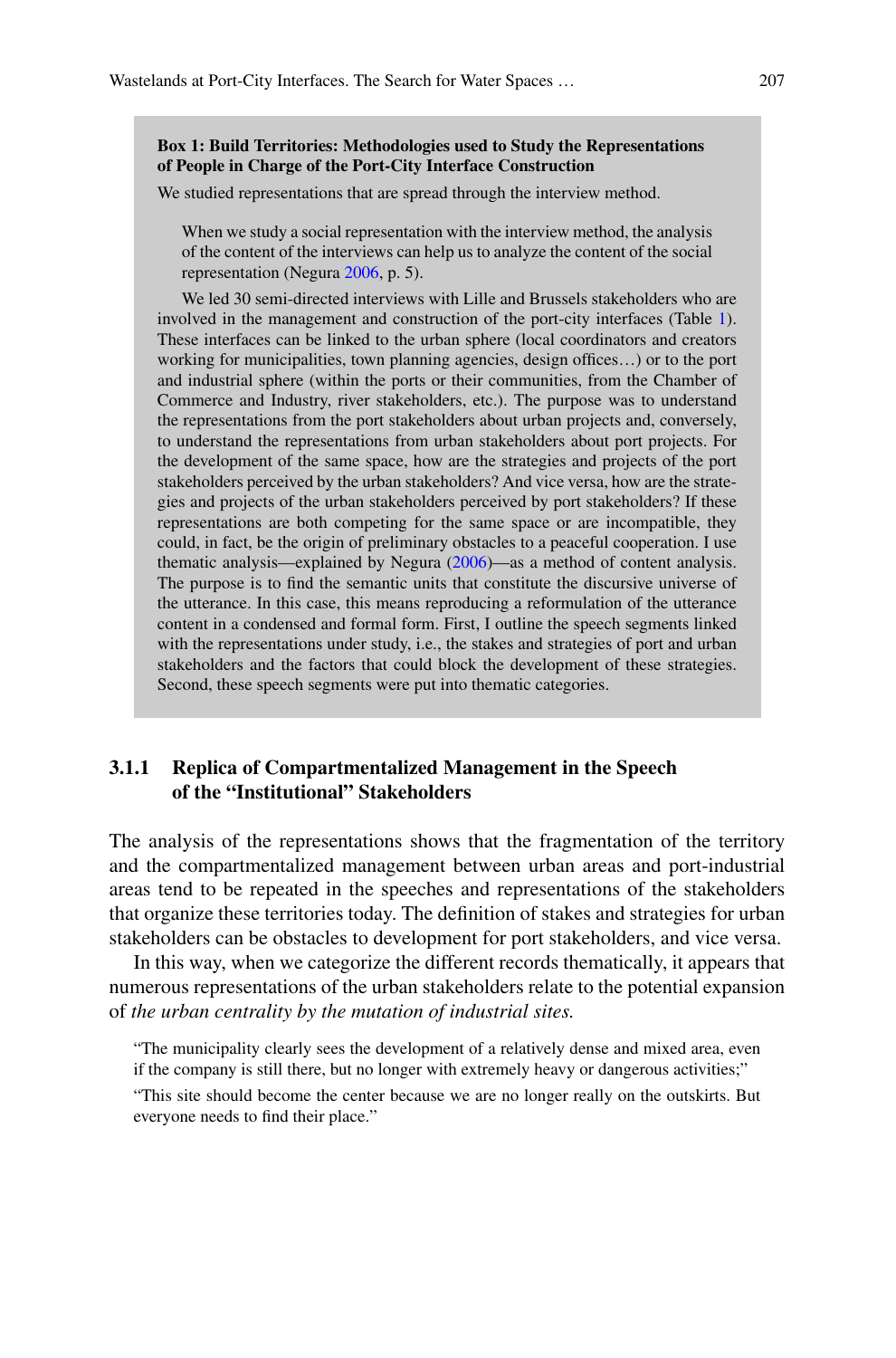**Box 1: Build Territories: Methodologies used to Study the Representations of People in Charge of the Port-City Interface Construction**

We studied representations that are spread through the interview method.

> When we study a social representation with the interview method, the analysis of the content of the interviews can help us to analyze the content of the social representation (Negura 2006, p. 5).

We led 30 semi-directed interviews with Lille and Brussels stakeholders who are involved in the management and construction of the port-city interfaces (Table 1). These interfaces can be linked to the urban sphere (local coordinators and creators working for municipalities, town planning agencies, design offices…) or to the port and industrial sphere (within the ports or their communities, from the Chamber of Commerce and Industry, river stakeholders, etc.). The purpose was to understand the representations from the port stakeholders about urban projects and, conversely, to understand the representations from urban stakeholders about port projects. For the development of the same space, how are the strategies and projects of the port stakeholders perceived by the urban stakeholders? And vice versa, how are the strategies and projects of the urban stakeholders perceived by port stakeholders? If these representations are both competing for the same space or are incompatible, they could, in fact, be the origin of preliminary obstacles to a peaceful cooperation. I use thematic analysis—explained by Negura (2006)—as a method of content analysis. The purpose is to find the semantic units that constitute the discursive universe of the utterance. In this case, this means reproducing a reformulation of the utterance content in a condensed and formal form. First, I outline the speech segments linked with the representations under study, i.e., the stakes and strategies of port and urban stakeholders and the factors that could block the development of these strategies. Second, these speech segments were put into thematic categories.

### 3.1.1 Replica of Compartmentalized Management in the Speech of the "Institutional" Stakeholders

The analysis of the representations shows that the fragmentation of the territory and the compartmentalized management between urban areas and port-industrial areas tend to be repeated in the speeches and representations of the stakeholders that organize these territories today. The definition of stakes and strategies for urban stakeholders can be obstacles to development for port stakeholders, and vice versa.

In this way, when we categorize the different records thematically, it appears that numerous representations of the urban stakeholders relate to the potential expansion of *the urban centrality by the mutation of industrial sites.*

> "The municipality clearly sees the development of a relatively dense and mixed area, even if the company is still there, but no longer with extremely heavy or dangerous activities;"
>
> "This site should become the center because we are no longer really on the outskirts. But everyone needs to find their place."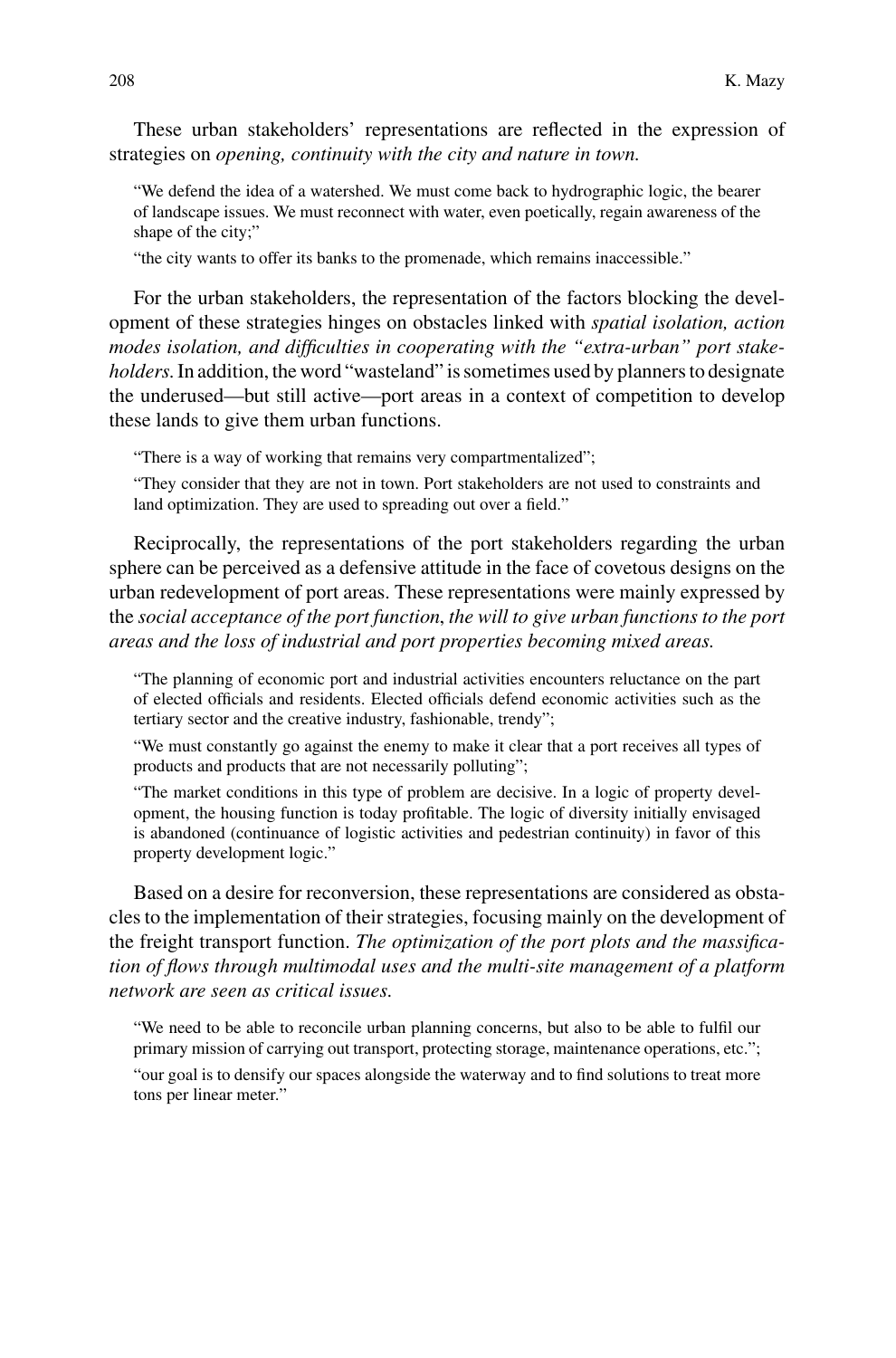These urban stakeholders' representations are reflected in the expression of strategies on *opening, continuity with the city and nature in town.*

> "We defend the idea of a watershed. We must come back to hydrographic logic, the bearer of landscape issues. We must reconnect with water, even poetically, regain awareness of the shape of the city;"
>
> "the city wants to offer its banks to the promenade, which remains inaccessible."

For the urban stakeholders, the representation of the factors blocking the development of these strategies hinges on obstacles linked with *spatial isolation, action modes isolation, and difficulties in cooperating with the "extra-urban" port stakeholders.* In addition, the word "wasteland" is sometimes used by planners to designate the underused—but still active—port areas in a context of competition to develop these lands to give them urban functions.

> "There is a way of working that remains very compartmentalized";
>
> "They consider that they are not in town. Port stakeholders are not used to constraints and land optimization. They are used to spreading out over a field."

Reciprocally, the representations of the port stakeholders regarding the urban sphere can be perceived as a defensive attitude in the face of covetous designs on the urban redevelopment of port areas. These representations were mainly expressed by the *social acceptance of the port function*, *the will to give urban functions to the port areas and the loss of industrial and port properties becoming mixed areas.*

> "The planning of economic port and industrial activities encounters reluctance on the part of elected officials and residents. Elected officials defend economic activities such as the tertiary sector and the creative industry, fashionable, trendy";
>
> "We must constantly go against the enemy to make it clear that a port receives all types of products and products that are not necessarily polluting";
>
> "The market conditions in this type of problem are decisive. In a logic of property development, the housing function is today profitable. The logic of diversity initially envisaged is abandoned (continuance of logistic activities and pedestrian continuity) in favor of this property development logic."

Based on a desire for reconversion, these representations are considered as obstacles to the implementation of their strategies, focusing mainly on the development of the freight transport function. *The optimization of the port plots and the massification of flows through multimodal uses and the multi-site management of a platform network are seen as critical issues.*

> "We need to be able to reconcile urban planning concerns, but also to be able to fulfil our primary mission of carrying out transport, protecting storage, maintenance operations, etc.";
>
> "our goal is to densify our spaces alongside the waterway and to find solutions to treat more tons per linear meter."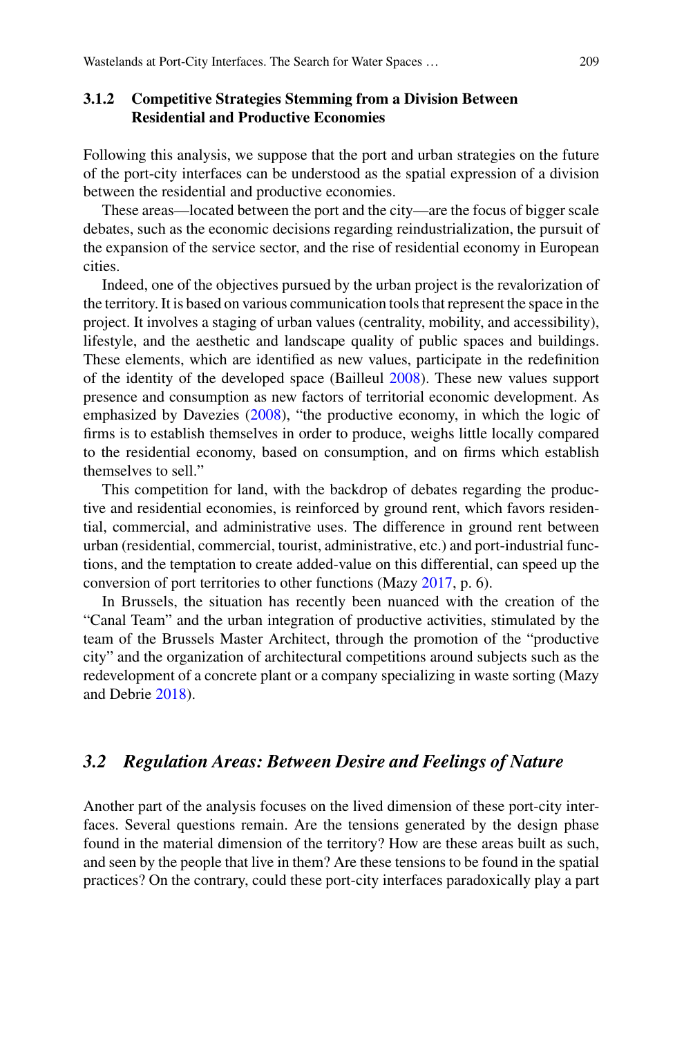### 3.1.2 Competitive Strategies Stemming from a Division Between Residential and Productive Economies

Following this analysis, we suppose that the port and urban strategies on the future of the port-city interfaces can be understood as the spatial expression of a division between the residential and productive economies.

These areas—located between the port and the city—are the focus of bigger scale debates, such as the economic decisions regarding reindustrialization, the pursuit of the expansion of the service sector, and the rise of residential economy in European cities.

Indeed, one of the objectives pursued by the urban project is the revalorization of the territory. It is based on various communication tools that represent the space in the project. It involves a staging of urban values (centrality, mobility, and accessibility), lifestyle, and the aesthetic and landscape quality of public spaces and buildings. These elements, which are identified as new values, participate in the redefinition of the identity of the developed space (Bailleul 2008). These new values support presence and consumption as new factors of territorial economic development. As emphasized by Davezies (2008), "the productive economy, in which the logic of firms is to establish themselves in order to produce, weighs little locally compared to the residential economy, based on consumption, and on firms which establish themselves to sell."

This competition for land, with the backdrop of debates regarding the productive and residential economies, is reinforced by ground rent, which favors residential, commercial, and administrative uses. The difference in ground rent between urban (residential, commercial, tourist, administrative, etc.) and port-industrial functions, and the temptation to create added-value on this differential, can speed up the conversion of port territories to other functions (Mazy 2017, p. 6).

In Brussels, the situation has recently been nuanced with the creation of the "Canal Team" and the urban integration of productive activities, stimulated by the team of the Brussels Master Architect, through the promotion of the "productive city" and the organization of architectural competitions around subjects such as the redevelopment of a concrete plant or a company specializing in waste sorting (Mazy and Debrie 2018).

## *3.2 Regulation Areas: Between Desire and Feelings of Nature*

Another part of the analysis focuses on the lived dimension of these port-city interfaces. Several questions remain. Are the tensions generated by the design phase found in the material dimension of the territory? How are these areas built as such, and seen by the people that live in them? Are these tensions to be found in the spatial practices? On the contrary, could these port-city interfaces paradoxically play a part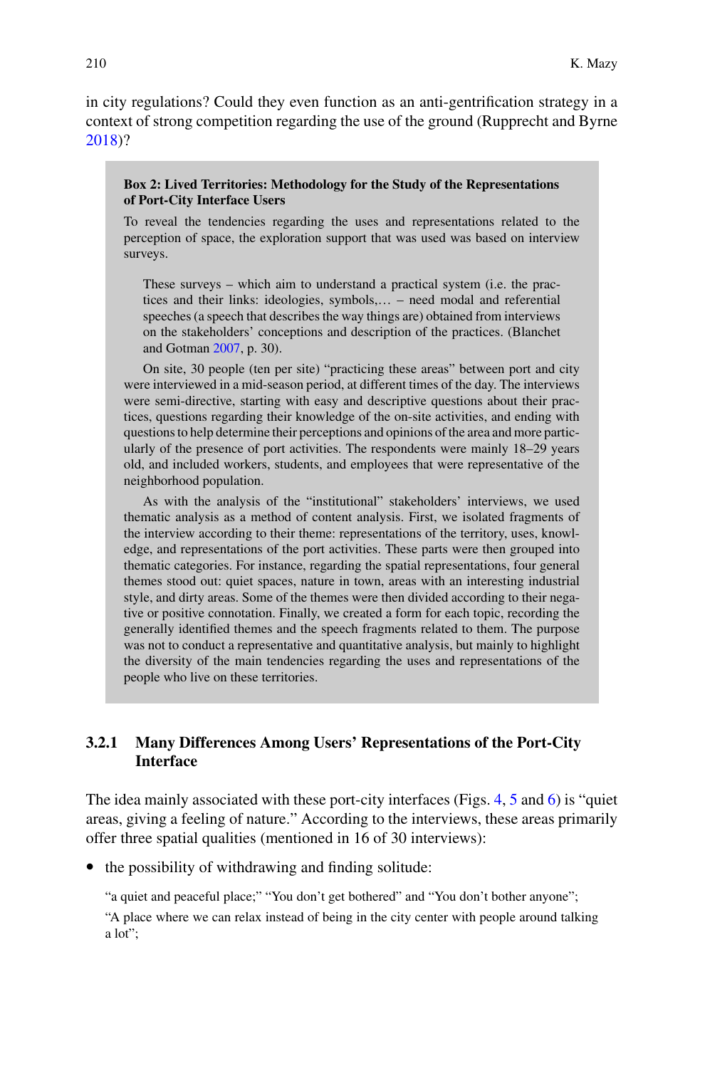in city regulations? Could they even function as an anti-gentrification strategy in a context of strong competition regarding the use of the ground (Rupprecht and Byrne 2018)?

> **Box 2: Lived Territories: Methodology for the Study of the Representations of Port-City Interface Users**
>
> To reveal the tendencies regarding the uses and representations related to the perception of space, the exploration support that was used was based on interview surveys.
>
> > These surveys – which aim to understand a practical system (i.e. the practices and their links: ideologies, symbols,… – need modal and referential speeches (a speech that describes the way things are) obtained from interviews on the stakeholders' conceptions and description of the practices. (Blanchet and Gotman 2007, p. 30).
>
> On site, 30 people (ten per site) "practicing these areas" between port and city were interviewed in a mid-season period, at different times of the day. The interviews were semi-directive, starting with easy and descriptive questions about their practices, questions regarding their knowledge of the on-site activities, and ending with questions to help determine their perceptions and opinions of the area and more particularly of the presence of port activities. The respondents were mainly 18–29 years old, and included workers, students, and employees that were representative of the neighborhood population.
>
> As with the analysis of the "institutional" stakeholders' interviews, we used thematic analysis as a method of content analysis. First, we isolated fragments of the interview according to their theme: representations of the territory, uses, knowledge, and representations of the port activities. These parts were then grouped into thematic categories. For instance, regarding the spatial representations, four general themes stood out: quiet spaces, nature in town, areas with an interesting industrial style, and dirty areas. Some of the themes were then divided according to their negative or positive connotation. Finally, we created a form for each topic, recording the generally identified themes and the speech fragments related to them. The purpose was not to conduct a representative and quantitative analysis, but mainly to highlight the diversity of the main tendencies regarding the uses and representations of the people who live on these territories.

### 3.2.1 Many Differences Among Users' Representations of the Port-City Interface

The idea mainly associated with these port-city interfaces (Figs. 4, 5 and 6) is "quiet areas, giving a feeling of nature." According to the interviews, these areas primarily offer three spatial qualities (mentioned in 16 of 30 interviews):

- the possibility of withdrawing and finding solitude:

  "a quiet and peaceful place;" "You don't get bothered" and "You don't bother anyone";

  "A place where we can relax instead of being in the city center with people around talking a lot";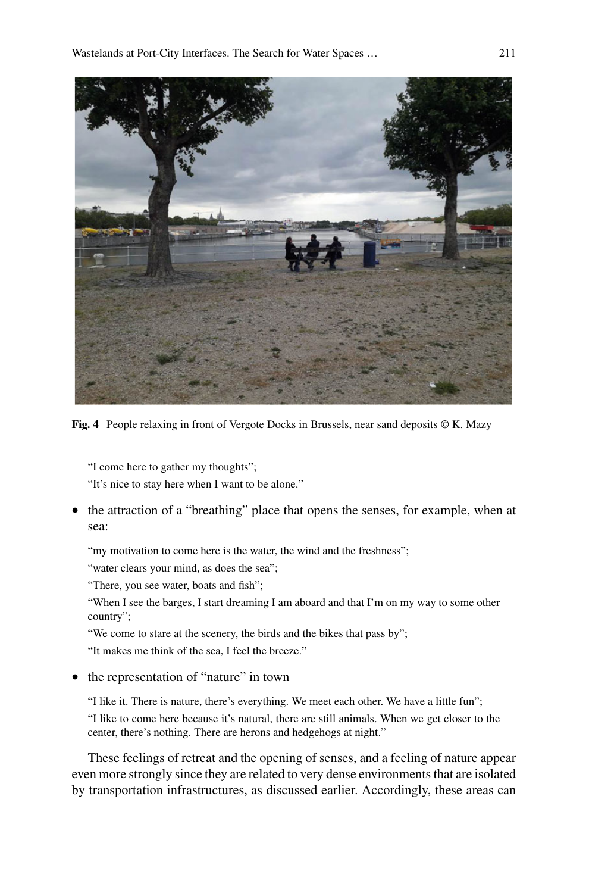**Fig. 4** People relaxing in front of Vergote Docks in Brussels, near sand deposits © K. Mazy

"I come here to gather my thoughts";

"It's nice to stay here when I want to be alone."

- the attraction of a "breathing" place that opens the senses, for example, when at sea:

"my motivation to come here is the water, the wind and the freshness";

"water clears your mind, as does the sea";

"There, you see water, boats and fish";

"When I see the barges, I start dreaming I am aboard and that I'm on my way to some other country";

"We come to stare at the scenery, the birds and the bikes that pass by";

"It makes me think of the sea, I feel the breeze."

- the representation of "nature" in town

"I like it. There is nature, there's everything. We meet each other. We have a little fun";

"I like to come here because it's natural, there are still animals. When we get closer to the center, there's nothing. There are herons and hedgehogs at night."

These feelings of retreat and the opening of senses, and a feeling of nature appear even more strongly since they are related to very dense environments that are isolated by transportation infrastructures, as discussed earlier. Accordingly, these areas can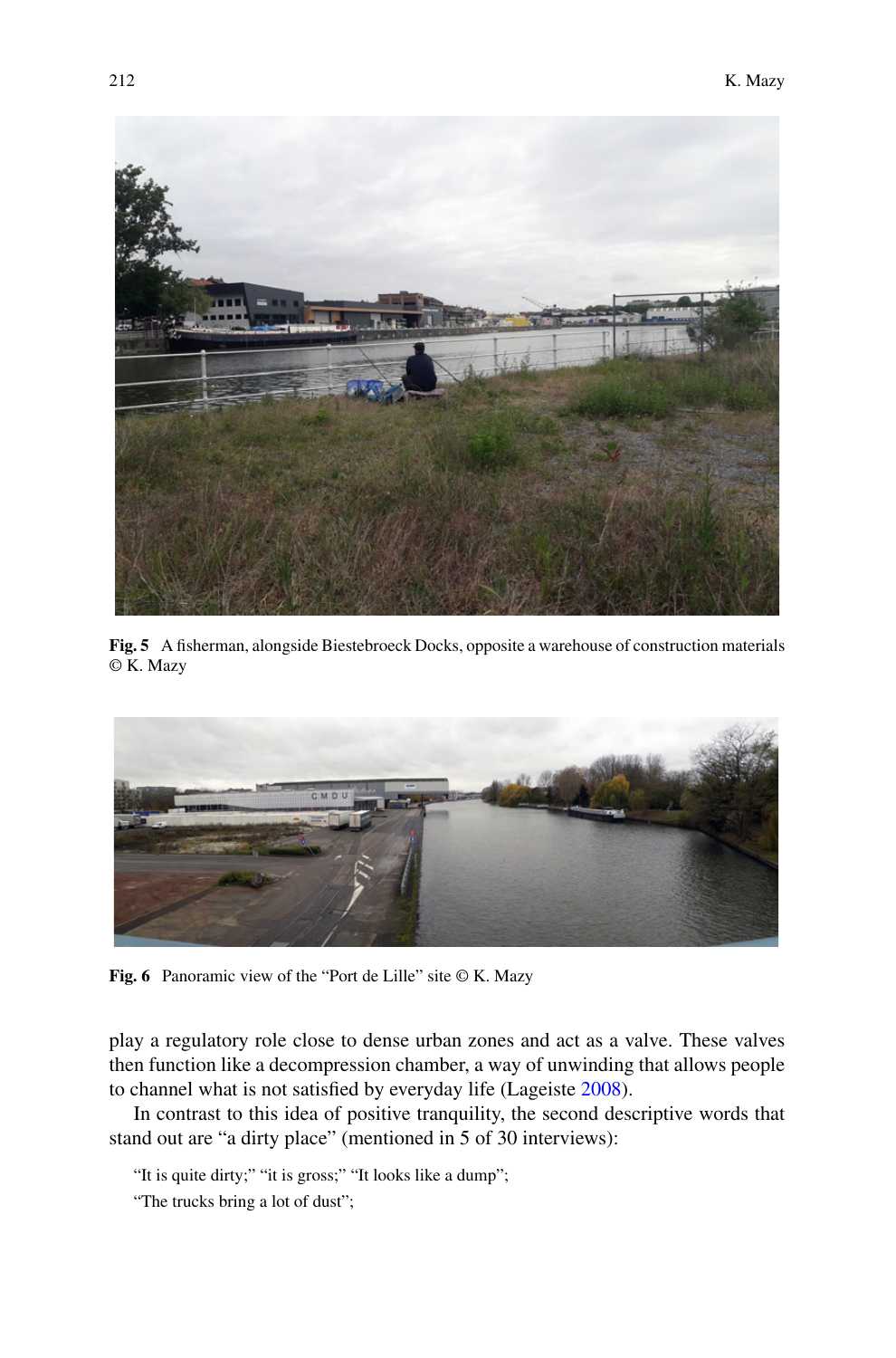**Fig. 5** A fisherman, alongside Biestebroeck Docks, opposite a warehouse of construction materials © K. Mazy

**Fig. 6** Panoramic view of the "Port de Lille" site © K. Mazy

play a regulatory role close to dense urban zones and act as a valve. These valves then function like a decompression chamber, a way of unwinding that allows people to channel what is not satisfied by everyday life (Lageiste 2008).

In contrast to this idea of positive tranquility, the second descriptive words that stand out are "a dirty place" (mentioned in 5 of 30 interviews):

"It is quite dirty;" "it is gross;" "It looks like a dump";

"The trucks bring a lot of dust";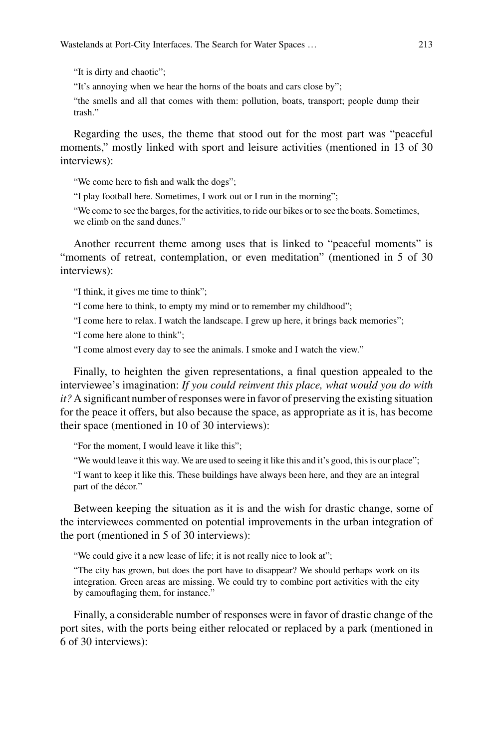"It is dirty and chaotic";

"It's annoying when we hear the horns of the boats and cars close by";

"the smells and all that comes with them: pollution, boats, transport; people dump their trash."

Regarding the uses, the theme that stood out for the most part was "peaceful moments," mostly linked with sport and leisure activities (mentioned in 13 of 30 interviews):

"We come here to fish and walk the dogs";

"I play football here. Sometimes, I work out or I run in the morning";

"We come to see the barges, for the activities, to ride our bikes or to see the boats. Sometimes, we climb on the sand dunes."

Another recurrent theme among uses that is linked to "peaceful moments" is "moments of retreat, contemplation, or even meditation" (mentioned in 5 of 30 interviews):

"I think, it gives me time to think";

"I come here to think, to empty my mind or to remember my childhood";

"I come here to relax. I watch the landscape. I grew up here, it brings back memories";

"I come here alone to think";

"I come almost every day to see the animals. I smoke and I watch the view."

Finally, to heighten the given representations, a final question appealed to the interviewee's imagination: *If you could reinvent this place, what would you do with it?* A significant number of responses were in favor of preserving the existing situation for the peace it offers, but also because the space, as appropriate as it is, has become their space (mentioned in 10 of 30 interviews):

"For the moment, I would leave it like this";

"We would leave it this way. We are used to seeing it like this and it's good, this is our place";

"I want to keep it like this. These buildings have always been here, and they are an integral part of the décor."

Between keeping the situation as it is and the wish for drastic change, some of the interviewees commented on potential improvements in the urban integration of the port (mentioned in 5 of 30 interviews):

"We could give it a new lease of life; it is not really nice to look at";

"The city has grown, but does the port have to disappear? We should perhaps work on its integration. Green areas are missing. We could try to combine port activities with the city by camouflaging them, for instance."

Finally, a considerable number of responses were in favor of drastic change of the port sites, with the ports being either relocated or replaced by a park (mentioned in 6 of 30 interviews):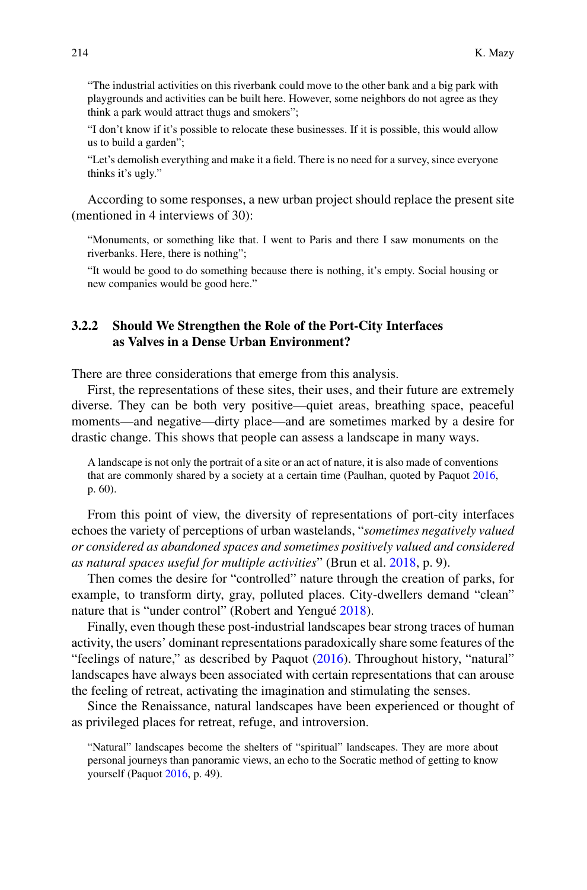> "The industrial activities on this riverbank could move to the other bank and a big park with playgrounds and activities can be built here. However, some neighbors do not agree as they think a park would attract thugs and smokers";

> "I don't know if it's possible to relocate these businesses. If it is possible, this would allow us to build a garden";

> "Let's demolish everything and make it a field. There is no need for a survey, since everyone thinks it's ugly."

According to some responses, a new urban project should replace the present site (mentioned in 4 interviews of 30):

> "Monuments, or something like that. I went to Paris and there I saw monuments on the riverbanks. Here, there is nothing";

> "It would be good to do something because there is nothing, it's empty. Social housing or new companies would be good here."

### 3.2.2 Should We Strengthen the Role of the Port-City Interfaces as Valves in a Dense Urban Environment?

There are three considerations that emerge from this analysis.

First, the representations of these sites, their uses, and their future are extremely diverse. They can be both very positive—quiet areas, breathing space, peaceful moments—and negative—dirty place—and are sometimes marked by a desire for drastic change. This shows that people can assess a landscape in many ways.

> A landscape is not only the portrait of a site or an act of nature, it is also made of conventions that are commonly shared by a society at a certain time (Paulhan, quoted by Paquot 2016, p. 60).

From this point of view, the diversity of representations of port-city interfaces echoes the variety of perceptions of urban wastelands, "*sometimes negatively valued or considered as abandoned spaces and sometimes positively valued and considered as natural spaces useful for multiple activities*" (Brun et al. 2018, p. 9).

Then comes the desire for "controlled" nature through the creation of parks, for example, to transform dirty, gray, polluted places. City-dwellers demand "clean" nature that is "under control" (Robert and Yengué 2018).

Finally, even though these post-industrial landscapes bear strong traces of human activity, the users' dominant representations paradoxically share some features of the "feelings of nature," as described by Paquot (2016). Throughout history, "natural" landscapes have always been associated with certain representations that can arouse the feeling of retreat, activating the imagination and stimulating the senses.

Since the Renaissance, natural landscapes have been experienced or thought of as privileged places for retreat, refuge, and introversion.

> "Natural" landscapes become the shelters of "spiritual" landscapes. They are more about personal journeys than panoramic views, an echo to the Socratic method of getting to know yourself (Paquot 2016, p. 49).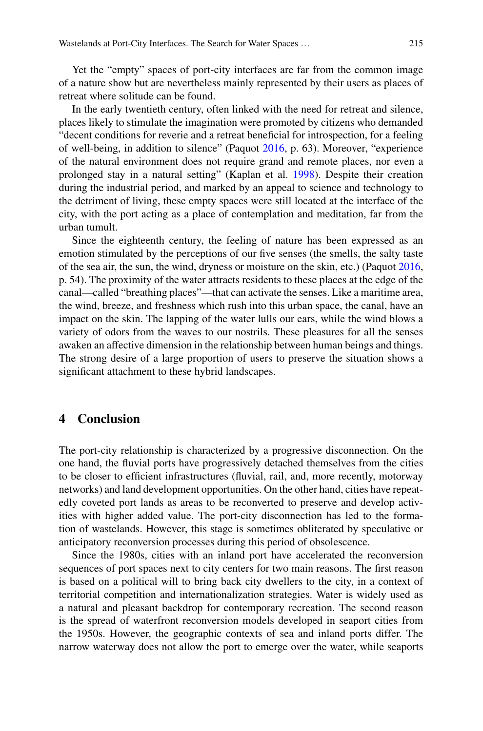Yet the "empty" spaces of port-city interfaces are far from the common image of a nature show but are nevertheless mainly represented by their users as places of retreat where solitude can be found.

In the early twentieth century, often linked with the need for retreat and silence, places likely to stimulate the imagination were promoted by citizens who demanded "decent conditions for reverie and a retreat beneficial for introspection, for a feeling of well-being, in addition to silence" (Paquot 2016, p. 63). Moreover, "experience of the natural environment does not require grand and remote places, nor even a prolonged stay in a natural setting" (Kaplan et al. 1998). Despite their creation during the industrial period, and marked by an appeal to science and technology to the detriment of living, these empty spaces were still located at the interface of the city, with the port acting as a place of contemplation and meditation, far from the urban tumult.

Since the eighteenth century, the feeling of nature has been expressed as an emotion stimulated by the perceptions of our five senses (the smells, the salty taste of the sea air, the sun, the wind, dryness or moisture on the skin, etc.) (Paquot 2016, p. 54). The proximity of the water attracts residents to these places at the edge of the canal—called "breathing places"—that can activate the senses. Like a maritime area, the wind, breeze, and freshness which rush into this urban space, the canal, have an impact on the skin. The lapping of the water lulls our ears, while the wind blows a variety of odors from the waves to our nostrils. These pleasures for all the senses awaken an affective dimension in the relationship between human beings and things. The strong desire of a large proportion of users to preserve the situation shows a significant attachment to these hybrid landscapes.

## 4 Conclusion

The port-city relationship is characterized by a progressive disconnection. On the one hand, the fluvial ports have progressively detached themselves from the cities to be closer to efficient infrastructures (fluvial, rail, and, more recently, motorway networks) and land development opportunities. On the other hand, cities have repeatedly coveted port lands as areas to be reconverted to preserve and develop activities with higher added value. The port-city disconnection has led to the formation of wastelands. However, this stage is sometimes obliterated by speculative or anticipatory reconversion processes during this period of obsolescence.

Since the 1980s, cities with an inland port have accelerated the reconversion sequences of port spaces next to city centers for two main reasons. The first reason is based on a political will to bring back city dwellers to the city, in a context of territorial competition and internationalization strategies. Water is widely used as a natural and pleasant backdrop for contemporary recreation. The second reason is the spread of waterfront reconversion models developed in seaport cities from the 1950s. However, the geographic contexts of sea and inland ports differ. The narrow waterway does not allow the port to emerge over the water, while seaports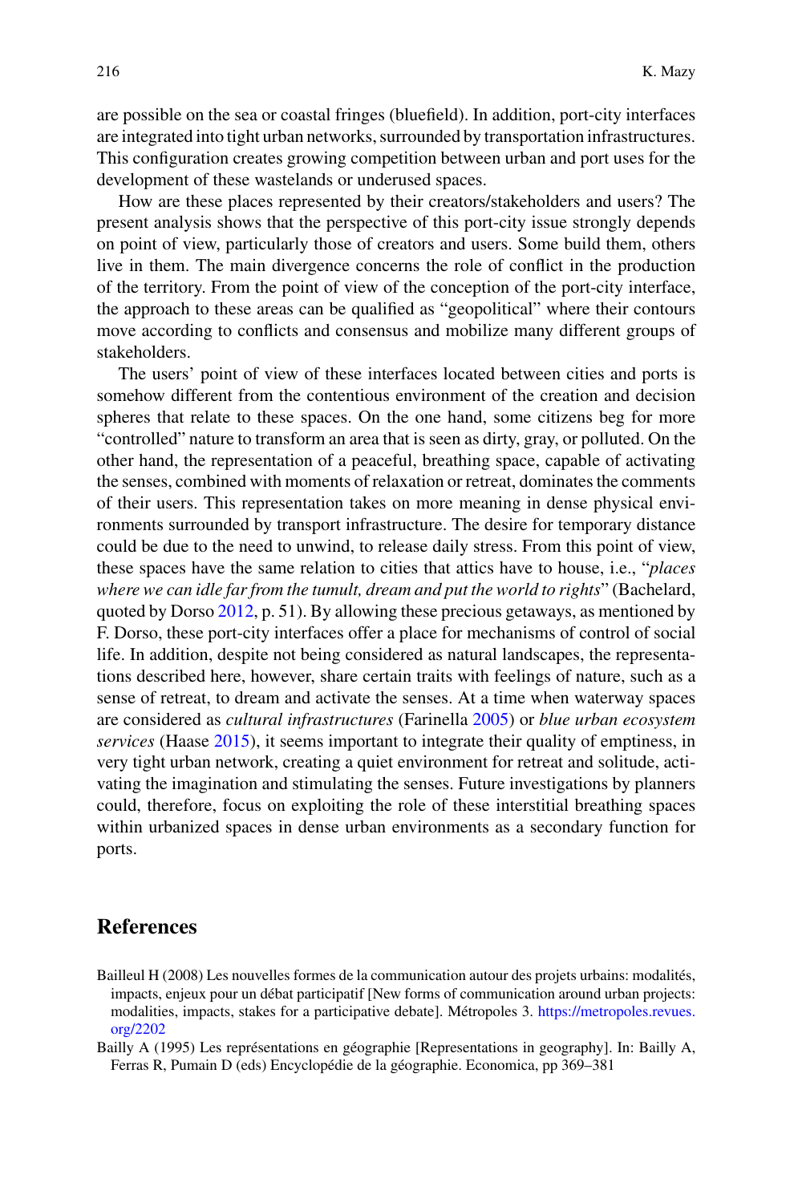are possible on the sea or coastal fringes (bluefield). In addition, port-city interfaces are integrated into tight urban networks, surrounded by transportation infrastructures. This configuration creates growing competition between urban and port uses for the development of these wastelands or underused spaces.

How are these places represented by their creators/stakeholders and users? The present analysis shows that the perspective of this port-city issue strongly depends on point of view, particularly those of creators and users. Some build them, others live in them. The main divergence concerns the role of conflict in the production of the territory. From the point of view of the conception of the port-city interface, the approach to these areas can be qualified as "geopolitical" where their contours move according to conflicts and consensus and mobilize many different groups of stakeholders.

The users' point of view of these interfaces located between cities and ports is somehow different from the contentious environment of the creation and decision spheres that relate to these spaces. On the one hand, some citizens beg for more "controlled" nature to transform an area that is seen as dirty, gray, or polluted. On the other hand, the representation of a peaceful, breathing space, capable of activating the senses, combined with moments of relaxation or retreat, dominates the comments of their users. This representation takes on more meaning in dense physical environments surrounded by transport infrastructure. The desire for temporary distance could be due to the need to unwind, to release daily stress. From this point of view, these spaces have the same relation to cities that attics have to house, i.e., "*places where we can idle far from the tumult, dream and put the world to rights*" (Bachelard, quoted by Dorso 2012, p. 51). By allowing these precious getaways, as mentioned by F. Dorso, these port-city interfaces offer a place for mechanisms of control of social life. In addition, despite not being considered as natural landscapes, the representations described here, however, share certain traits with feelings of nature, such as a sense of retreat, to dream and activate the senses. At a time when waterway spaces are considered as *cultural infrastructures* (Farinella 2005) or *blue urban ecosystem services* (Haase 2015), it seems important to integrate their quality of emptiness, in very tight urban network, creating a quiet environment for retreat and solitude, activating the imagination and stimulating the senses. Future investigations by planners could, therefore, focus on exploiting the role of these interstitial breathing spaces within urbanized spaces in dense urban environments as a secondary function for ports.

## References

Bailleul H (2008) Les nouvelles formes de la communication autour des projets urbains: modalités, impacts, enjeux pour un débat participatif [New forms of communication around urban projects: modalities, impacts, stakes for a participative debate]. Métropoles 3. https://metropoles.revues.org/2202

Bailly A (1995) Les représentations en géographie [Representations in geography]. In: Bailly A, Ferras R, Pumain D (eds) Encyclopédie de la géographie. Economica, pp 369–381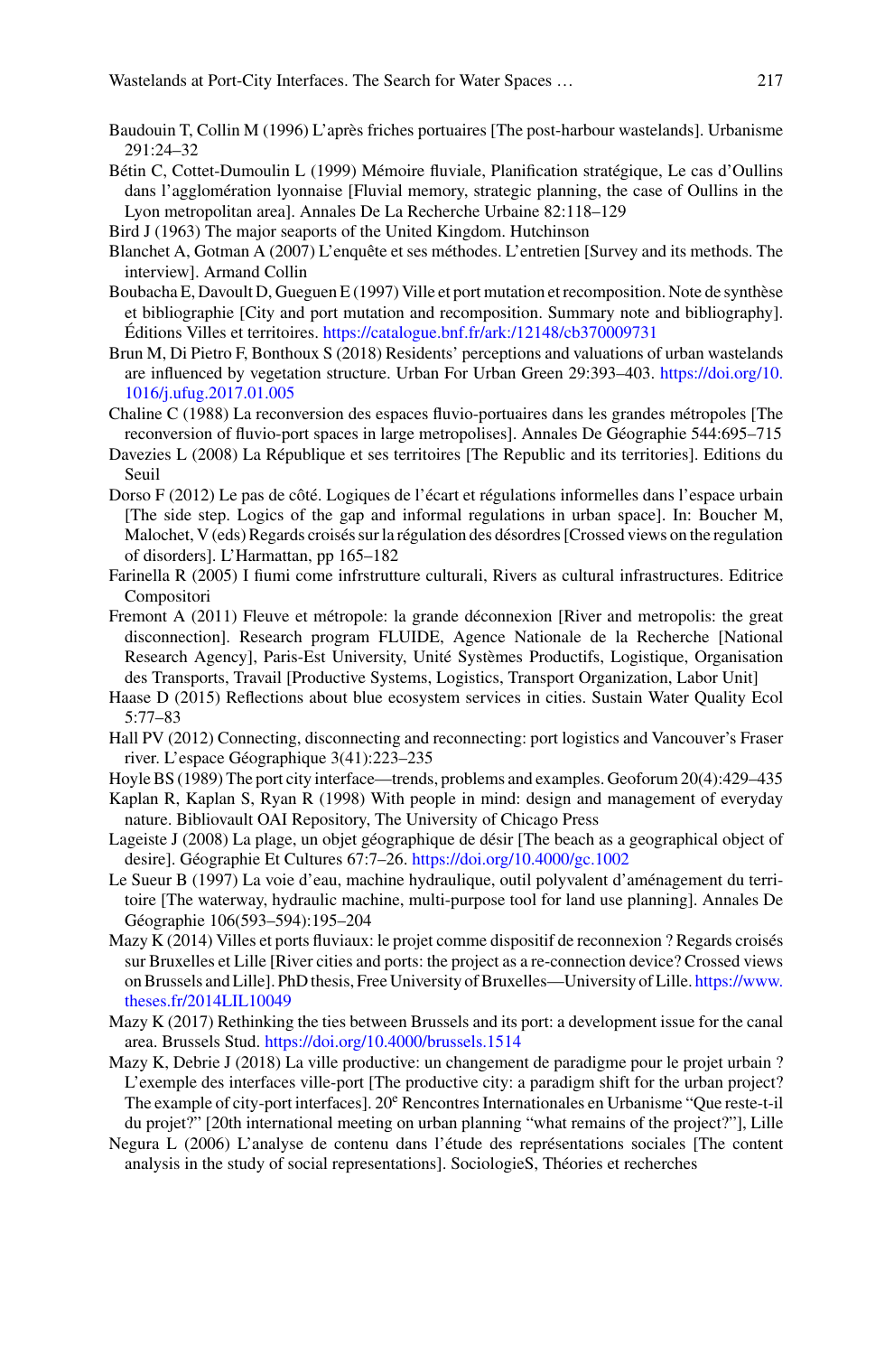Baudouin T, Collin M (1996) L'après friches portuaires [The post-harbour wastelands]. Urbanisme 291:24–32

Bétin C, Cottet-Dumoulin L (1999) Mémoire fluviale, Planification stratégique, Le cas d'Oullins dans l'agglomération lyonnaise [Fluvial memory, strategic planning, the case of Oullins in the Lyon metropolitan area]. Annales De La Recherche Urbaine 82:118–129

Bird J (1963) The major seaports of the United Kingdom. Hutchinson

Blanchet A, Gotman A (2007) L'enquête et ses méthodes. L'entretien [Survey and its methods. The interview]. Armand Collin

Boubacha E, Davoult D, Gueguen E (1997) Ville et port mutation et recomposition. Note de synthèse et bibliographie [City and port mutation and recomposition. Summary note and bibliography]. Éditions Villes et territoires. https://catalogue.bnf.fr/ark:/12148/cb370009731

Brun M, Di Pietro F, Bonthoux S (2018) Residents' perceptions and valuations of urban wastelands are influenced by vegetation structure. Urban For Urban Green 29:393–403. https://doi.org/10.1016/j.ufug.2017.01.005

Chaline C (1988) La reconversion des espaces fluvio-portuaires dans les grandes métropoles [The reconversion of fluvio-port spaces in large metropolises]. Annales De Géographie 544:695–715

Davezies L (2008) La République et ses territoires [The Republic and its territories]. Editions du Seuil

Dorso F (2012) Le pas de côté. Logiques de l'écart et régulations informelles dans l'espace urbain [The side step. Logics of the gap and informal regulations in urban space]. In: Boucher M, Malochet, V (eds) Regards croisés sur la régulation des désordres [Crossed views on the regulation of disorders]. L'Harmattan, pp 165–182

Farinella R (2005) I fiumi come infrstrutture culturali, Rivers as cultural infrastructures. Editrice Compositori

Fremont A (2011) Fleuve et métropole: la grande déconnexion [River and metropolis: the great disconnection]. Research program FLUIDE, Agence Nationale de la Recherche [National Research Agency], Paris-Est University, Unité Systèmes Productifs, Logistique, Organisation des Transports, Travail [Productive Systems, Logistics, Transport Organization, Labor Unit]

Haase D (2015) Reflections about blue ecosystem services in cities. Sustain Water Quality Ecol 5:77–83

Hall PV (2012) Connecting, disconnecting and reconnecting: port logistics and Vancouver's Fraser river. L'espace Géographique 3(41):223–235

Hoyle BS (1989) The port city interface—trends, problems and examples. Geoforum 20(4):429–435

Kaplan R, Kaplan S, Ryan R (1998) With people in mind: design and management of everyday nature. Bibliovault OAI Repository, The University of Chicago Press

Lageiste J (2008) La plage, un objet géographique de désir [The beach as a geographical object of desire]. Géographie Et Cultures 67:7–26. https://doi.org/10.4000/gc.1002

Le Sueur B (1997) La voie d'eau, machine hydraulique, outil polyvalent d'aménagement du territoire [The waterway, hydraulic machine, multi-purpose tool for land use planning]. Annales De Géographie 106(593–594):195–204

Mazy K (2014) Villes et ports fluviaux: le projet comme dispositif de reconnexion ? Regards croisés sur Bruxelles et Lille [River cities and ports: the project as a re-connection device? Crossed views on Brussels and Lille]. PhD thesis, Free University of Bruxelles—University of Lille. https://www.theses.fr/2014LIL10049

Mazy K (2017) Rethinking the ties between Brussels and its port: a development issue for the canal area. Brussels Stud. https://doi.org/10.4000/brussels.1514

Mazy K, Debrie J (2018) La ville productive: un changement de paradigme pour le projet urbain ? L'exemple des interfaces ville-port [The productive city: a paradigm shift for the urban project? The example of city-port interfaces]. 20e Rencontres Internationales en Urbanisme "Que reste-t-il du projet?" [20th international meeting on urban planning "what remains of the project?"], Lille

Negura L (2006) L'analyse de contenu dans l'étude des représentations sociales [The content analysis in the study of social representations]. SociologieS, Théories et recherches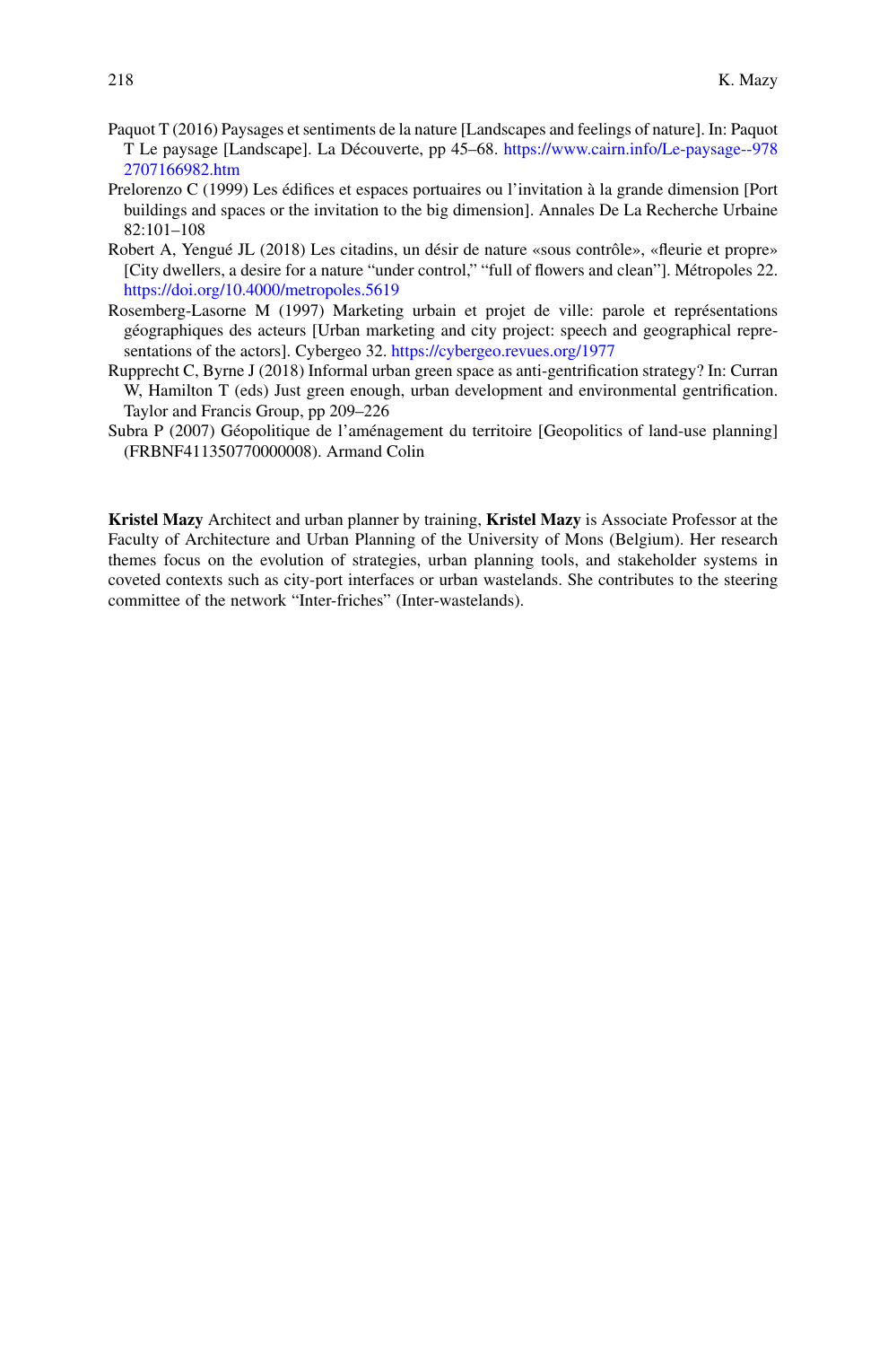Paquot T (2016) Paysages et sentiments de la nature [Landscapes and feelings of nature]. In: Paquot T Le paysage [Landscape]. La Découverte, pp 45–68. https://www.cairn.info/Le-paysage--9782707166982.htm

Prelorenzo C (1999) Les édifices et espaces portuaires ou l'invitation à la grande dimension [Port buildings and spaces or the invitation to the big dimension]. Annales De La Recherche Urbaine 82:101–108

Robert A, Yengué JL (2018) Les citadins, un désir de nature «sous contrôle», «fleurie et propre» [City dwellers, a desire for a nature "under control," "full of flowers and clean"]. Métropoles 22. https://doi.org/10.4000/metropoles.5619

Rosemberg-Lasorne M (1997) Marketing urbain et projet de ville: parole et représentations géographiques des acteurs [Urban marketing and city project: speech and geographical representations of the actors]. Cybergeo 32. https://cybergeo.revues.org/1977

Rupprecht C, Byrne J (2018) Informal urban green space as anti-gentrification strategy? In: Curran W, Hamilton T (eds) Just green enough, urban development and environmental gentrification. Taylor and Francis Group, pp 209–226

Subra P (2007) Géopolitique de l'aménagement du territoire [Geopolitics of land-use planning] (FRBNF411350770000008). Armand Colin

**Kristel Mazy** Architect and urban planner by training, **Kristel Mazy** is Associate Professor at the Faculty of Architecture and Urban Planning of the University of Mons (Belgium). Her research themes focus on the evolution of strategies, urban planning tools, and stakeholder systems in coveted contexts such as city-port interfaces or urban wastelands. She contributes to the steering committee of the network "Inter-friches" (Inter-wastelands).